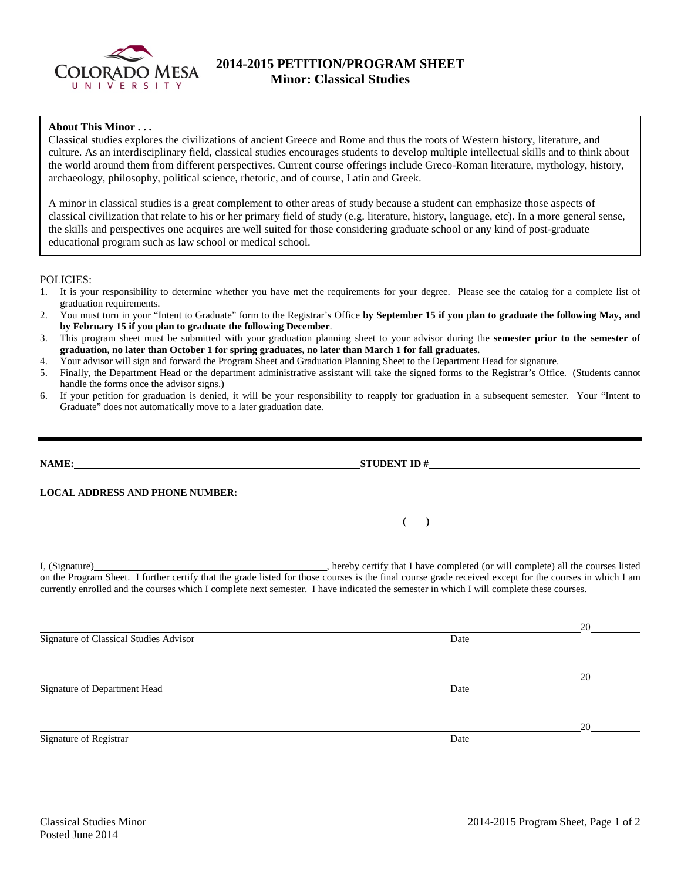# 2014-2015 PETITION/PROGRAM SHEET
## Minor: Classical Studies

**About This Minor . . .**

Classical studies explores the civilizations of ancient Greece and Rome and thus the roots of Western history, literature, and culture. As an interdisciplinary field, classical studies encourages students to develop multiple intellectual skills and to think about the world around them from different perspectives. Current course offerings include Greco-Roman literature, mythology, history, archaeology, philosophy, political science, rhetoric, and of course, Latin and Greek.

A minor in classical studies is a great complement to other areas of study because a student can emphasize those aspects of classical civilization that relate to his or her primary field of study (e.g. literature, history, language, etc). In a more general sense, the skills and perspectives one acquires are well suited for those considering graduate school or any kind of post-graduate educational program such as law school or medical school.

POLICIES:

1. It is your responsibility to determine whether you have met the requirements for your degree. Please see the catalog for a complete list of graduation requirements.
2. You must turn in your "Intent to Graduate" form to the Registrar's Office **by September 15 if you plan to graduate the following May, and by February 15 if you plan to graduate the following December**.
3. This program sheet must be submitted with your graduation planning sheet to your advisor during the **semester prior to the semester of graduation, no later than October 1 for spring graduates, no later than March 1 for fall graduates.**
4. Your advisor will sign and forward the Program Sheet and Graduation Planning Sheet to the Department Head for signature.
5. Finally, the Department Head or the department administrative assistant will take the signed forms to the Registrar's Office. (Students cannot handle the forms once the advisor signs.)
6. If your petition for graduation is denied, it will be your responsibility to reapply for graduation in a subsequent semester. Your "Intent to Graduate" does not automatically move to a later graduation date.

---

**NAME:** ____________________ **STUDENT ID #** ____________________

**LOCAL ADDRESS AND PHONE NUMBER:** ____________________

____________________ **(   )** ____________________

I, (Signature)____________________, hereby certify that I have completed (or will complete) all the courses listed on the Program Sheet. I further certify that the grade listed for those courses is the final course grade received except for the courses in which I am currently enrolled and the courses which I complete next semester. I have indicated the semester in which I will complete these courses.

____________________ 20____
Signature of Classical Studies Advisor — Date

____________________ 20____
Signature of Department Head — Date

____________________ 20____
Signature of Registrar — Date

Classical Studies Minor
Posted June 2014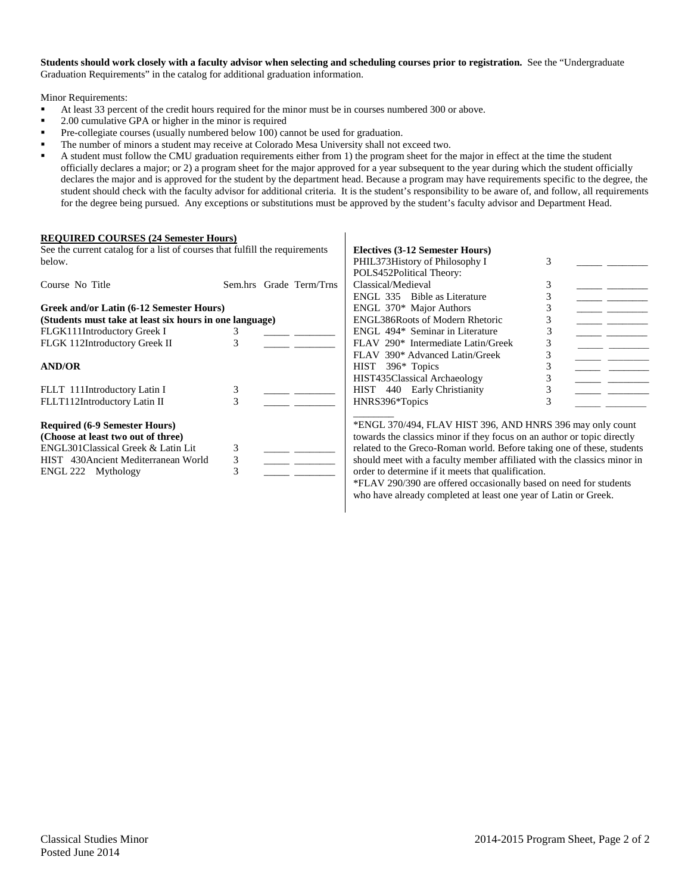**Students should work closely with a faculty advisor when selecting and scheduling courses prior to registration.** See the "Undergraduate Graduation Requirements" in the catalog for additional graduation information.

Minor Requirements:

- At least 33 percent of the credit hours required for the minor must be in courses numbered 300 or above.
- 2.00 cumulative GPA or higher in the minor is required
- Pre-collegiate courses (usually numbered below 100) cannot be used for graduation.
- The number of minors a student may receive at Colorado Mesa University shall not exceed two.
- A student must follow the CMU graduation requirements either from 1) the program sheet for the major in effect at the time the student officially declares a major; or 2) a program sheet for the major approved for a year subsequent to the year during which the student officially declares the major and is approved for the student by the department head. Because a program may have requirements specific to the degree, the student should check with the faculty advisor for additional criteria. It is the student's responsibility to be aware of, and follow, all requirements for the degree being pursued. Any exceptions or substitutions must be approved by the student's faculty advisor and Department Head.

**REQUIRED COURSES (24 Semester Hours)**

See the current catalog for a list of courses that fulfill the requirements below.

| Course No Title | Sem.hrs | Grade | Term/Trns |
|---|---|---|---|
| **Greek and/or Latin (6-12 Semester Hours)** | | | |
| **(Students must take at least six hours in one language)** | | | |
| FLGK111Introductory Greek I | 3 | _____ | ________ |
| FLGK 112Introductory Greek II | 3 | _____ | ________ |
| **AND/OR** | | | |
| FLLT 111Introductory Latin I | 3 | _____ | ________ |
| FLLT112Introductory Latin II | 3 | _____ | ________ |
| **Required (6-9 Semester Hours)** | | | |
| **(Choose at least two out of three)** | | | |
| ENGL301Classical Greek & Latin Lit | 3 | _____ | ________ |
| HIST 430Ancient Mediterranean World | 3 | _____ | ________ |
| ENGL 222 Mythology | 3 | _____ | ________ |

**Electives (3-12 Semester Hours)**

| | | | |
|---|---|---|---|
| PHIL373History of Philosophy I | 3 | _____ | ________ |
| POLS452Political Theory: Classical/Medieval | 3 | _____ | ________ |
| ENGL 335 Bible as Literature | 3 | _____ | ________ |
| ENGL 370* Major Authors | 3 | _____ | ________ |
| ENGL386Roots of Modern Rhetoric | 3 | _____ | ________ |
| ENGL 494* Seminar in Literature | 3 | _____ | ________ |
| FLAV 290* Intermediate Latin/Greek | 3 | _____ | ________ |
| FLAV 390* Advanced Latin/Greek | 3 | _____ | ________ |
| HIST 396* Topics | 3 | _____ | ________ |
| HIST435Classical Archaeology | 3 | _____ | ________ |
| HIST 440 Early Christianity | 3 | _____ | ________ |
| HNRS396*Topics | 3 | _____ | ________ |

*ENGL 370/494, FLAV HIST 396, AND HNRS 396 may only count towards the classics minor if they focus on an author or topic directly related to the Greco-Roman world. Before taking one of these, students should meet with a faculty member affiliated with the classics minor in order to determine if it meets that qualification.

*FLAV 290/390 are offered occasionally based on need for students who have already completed at least one year of Latin or Greek.

Classical Studies Minor
Posted June 2014